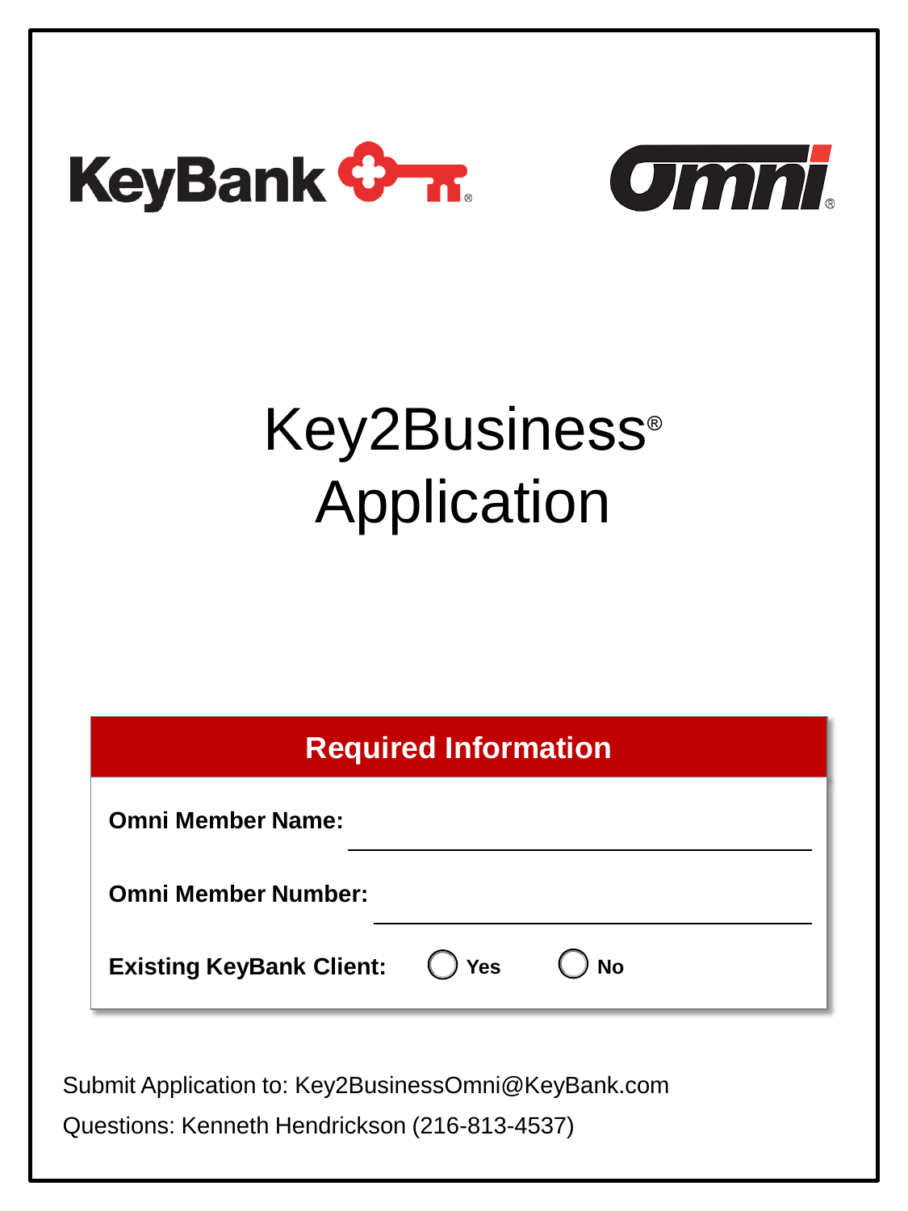KeyBank

Omni®

# Key2Business® Application

## Required Information

**Omni Member Name:** ______________________________

**Omni Member Number:** ______________________________

**Existing KeyBank Client:** ◯ **Yes** ◯ **No**

Submit Application to: Key2BusinessOmni@KeyBank.com

Questions: Kenneth Hendrickson (216-813-4537)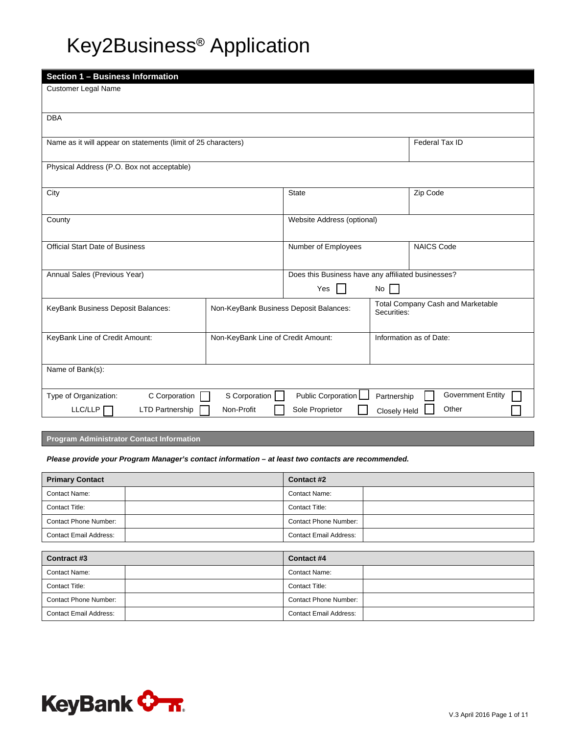# Key2Business® Application

| **Section 1 – Business Information** | | | | | |
|---|---|---|---|---|---|
| Customer Legal Name | | | | | |
| DBA | | | | | |
| Name as it will appear on statements (limit of 25 characters) | | | | Federal Tax ID | |
| Physical Address (P.O. Box not acceptable) | | | | | |
| City | | State | | Zip Code | |
| County | | Website Address (optional) | | | |
| Official Start Date of Business | | Number of Employees | | NAICS Code | |
| Annual Sales (Previous Year) | | Does this Business have any affiliated businesses? Yes ☐ No ☐ | | | |
| KeyBank Business Deposit Balances: | Non-KeyBank Business Deposit Balances: | | Total Company Cash and Marketable Securities: | | |
| KeyBank Line of Credit Amount: | Non-KeyBank Line of Credit Amount: | | Information as of Date: | | |
| Name of Bank(s): | | | | | |

Type of Organization: C Corporation ☐ S Corporation ☐ Public Corporation ☐ Partnership ☐ Government Entity ☐
LLC/LLP ☐ LTD Partnership ☐ Non-Profit ☐ Sole Proprietor ☐ Closely Held ☐ Other ☐

## Program Administrator Contact Information

***Please provide your Program Manager's contact information – at least two contacts are recommended.***

| **Primary Contact** | | **Contact #2** | |
|---|---|---|---|
| Contact Name: | | Contact Name: | |
| Contact Title: | | Contact Title: | |
| Contact Phone Number: | | Contact Phone Number: | |
| Contact Email Address: | | Contact Email Address: | |

| **Contract #3** | | **Contact #4** | |
|---|---|---|---|
| Contact Name: | | Contact Name: | |
| Contact Title: | | Contact Title: | |
| Contact Phone Number: | | Contact Phone Number: | |
| Contact Email Address: | | Contact Email Address: | |

KeyBank

V.3 April 2016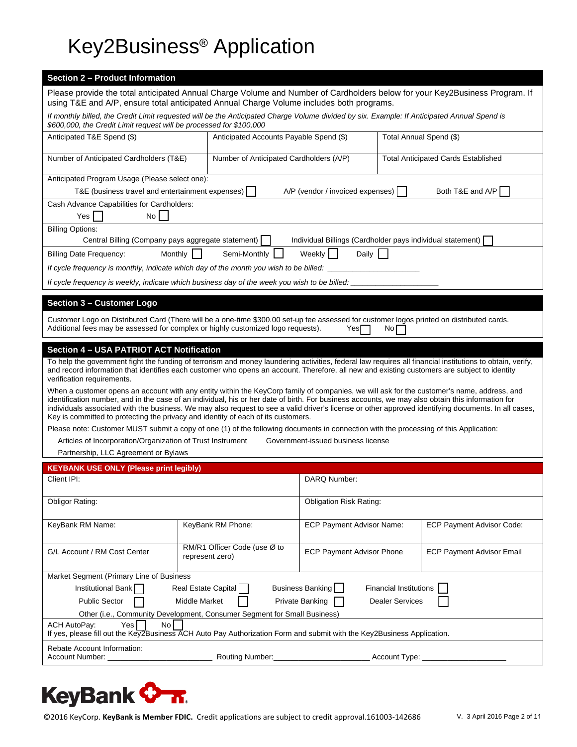# Key2Business® Application

## Section 2 – Product Information

Please provide the total anticipated Annual Charge Volume and Number of Cardholders below for your Key2Business Program. If using T&E and A/P, ensure total anticipated Annual Charge Volume includes both programs.

*If monthly billed, the Credit Limit requested will be the Anticipated Charge Volume divided by six. Example: If Anticipated Annual Spend is $600,000, the Credit Limit request will be processed for $100,000*

| Anticipated T&E Spend ($) | Anticipated Accounts Payable Spend ($) | Total Annual Spend ($) |
|---|---|---|
| Number of Anticipated Cardholders (T&E) | Number of Anticipated Cardholders (A/P) | Total Anticipated Cards Established |

Anticipated Program Usage (Please select one):

T&E (business travel and entertainment expenses) ☐ A/P (vendor / invoiced expenses) ☐ Both T&E and A/P ☐

Cash Advance Capabilities for Cardholders:

Yes ☐ No ☐

Billing Options:

Central Billing (Company pays aggregate statement) ☐ Individual Billings (Cardholder pays individual statement) ☐

Billing Date Frequency: Monthly ☐ Semi-Monthly ☐ Weekly ☐ Daily ☐

*If cycle frequency is monthly, indicate which day of the month you wish to be billed:* ____________________

*If cycle frequency is weekly, indicate which business day of the week you wish to be billed:* ____________________

## Section 3 – Customer Logo

Customer Logo on Distributed Card (There will be a one-time $300.00 set-up fee assessed for customer logos printed on distributed cards. Additional fees may be assessed for complex or highly customized logo requests). Yes ☐ No ☐

## Section 4 – USA PATRIOT ACT Notification

To help the government fight the funding of terrorism and money laundering activities, federal law requires all financial institutions to obtain, verify, and record information that identifies each customer who opens an account. Therefore, all new and existing customers are subject to identity verification requirements.

When a customer opens an account with any entity within the KeyCorp family of companies, we will ask for the customer's name, address, and identification number, and in the case of an individual, his or her date of birth. For business accounts, we may also obtain this information for individuals associated with the business. We may also request to see a valid driver's license or other approved identifying documents. In all cases, Key is committed to protecting the privacy and identity of each of its customers.

Please note: Customer MUST submit a copy of one (1) of the following documents in connection with the processing of this Application:

- Articles of Incorporation/Organization of Trust Instrument
- Government-issued business license
- Partnership, LLC Agreement or Bylaws

## KEYBANK USE ONLY (Please print legibly)

| Client IPI: | | DARQ Number: | |
|---|---|---|---|
| Obligor Rating: | | Obligation Risk Rating: | |
| KeyBank RM Name: | KeyBank RM Phone: | ECP Payment Advisor Name: | ECP Payment Advisor Code: |
| G/L Account / RM Cost Center | RM/R1 Officer Code (use Ø to represent zero) | ECP Payment Advisor Phone | ECP Payment Advisor Email |

Market Segment (Primary Line of Business

Institutional Bank ☐ Real Estate Capital ☐ Business Banking ☐ Financial Institutions ☐

Public Sector ☐ Middle Market ☐ Private Banking ☐ Dealer Services ☐

Other (i.e., Community Development, Consumer Segment for Small Business)

ACH AutoPay: Yes ☐ No ☐

If yes, please fill out the Key2Business ACH Auto Pay Authorization Form and submit with the Key2Business Application.

Rebate Account Information:

Account Number: ____________________ Routing Number: ____________________ Account Type: ____________________

KeyBank

©2016 KeyCorp. **KeyBank is Member FDIC.** Credit applications are subject to credit approval.161003-142686

V. 3 April 2016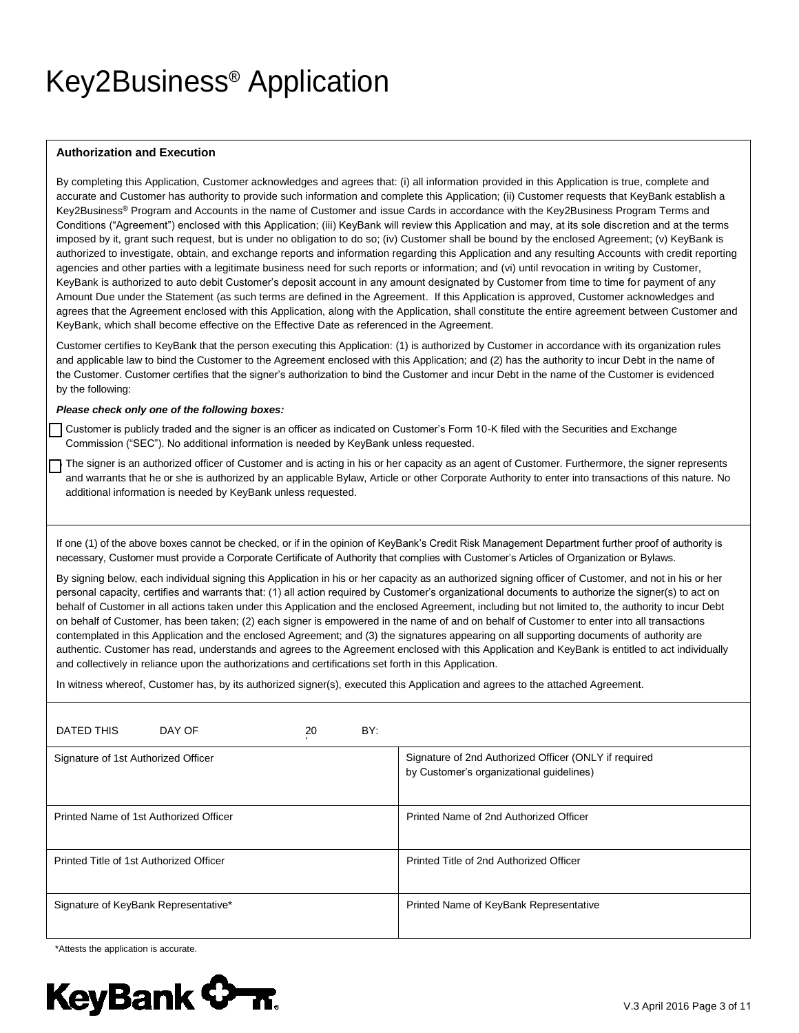# Key2Business® Application

**Authorization and Execution**

By completing this Application, Customer acknowledges and agrees that: (i) all information provided in this Application is true, complete and accurate and Customer has authority to provide such information and complete this Application; (ii) Customer requests that KeyBank establish a Key2Business® Program and Accounts in the name of Customer and issue Cards in accordance with the Key2Business Program Terms and Conditions ("Agreement") enclosed with this Application; (iii) KeyBank will review this Application and may, at its sole discretion and at the terms imposed by it, grant such request, but is under no obligation to do so; (iv) Customer shall be bound by the enclosed Agreement; (v) KeyBank is authorized to investigate, obtain, and exchange reports and information regarding this Application and any resulting Accounts with credit reporting agencies and other parties with a legitimate business need for such reports or information; and (vi) until revocation in writing by Customer, KeyBank is authorized to auto debit Customer's deposit account in any amount designated by Customer from time to time for payment of any Amount Due under the Statement (as such terms are defined in the Agreement. If this Application is approved, Customer acknowledges and agrees that the Agreement enclosed with this Application, along with the Application, shall constitute the entire agreement between Customer and KeyBank, which shall become effective on the Effective Date as referenced in the Agreement.

Customer certifies to KeyBank that the person executing this Application: (1) is authorized by Customer in accordance with its organization rules and applicable law to bind the Customer to the Agreement enclosed with this Application; and (2) has the authority to incur Debt in the name of the Customer. Customer certifies that the signer's authorization to bind the Customer and incur Debt in the name of the Customer is evidenced by the following:

***Please check only one of the following boxes:***

- ☐ Customer is publicly traded and the signer is an officer as indicated on Customer's Form 10-K filed with the Securities and Exchange Commission ("SEC"). No additional information is needed by KeyBank unless requested.
- ☐ The signer is an authorized officer of Customer and is acting in his or her capacity as an agent of Customer. Furthermore, the signer represents and warrants that he or she is authorized by an applicable Bylaw, Article or other Corporate Authority to enter into transactions of this nature. No additional information is needed by KeyBank unless requested.

If one (1) of the above boxes cannot be checked, or if in the opinion of KeyBank's Credit Risk Management Department further proof of authority is necessary, Customer must provide a Corporate Certificate of Authority that complies with Customer's Articles of Organization or Bylaws.

By signing below, each individual signing this Application in his or her capacity as an authorized signing officer of Customer, and not in his or her personal capacity, certifies and warrants that: (1) all action required by Customer's organizational documents to authorize the signer(s) to act on behalf of Customer in all actions taken under this Application and the enclosed Agreement, including but not limited to, the authority to incur Debt on behalf of Customer, has been taken; (2) each signer is empowered in the name of and on behalf of Customer to enter into all transactions contemplated in this Application and the enclosed Agreement; and (3) the signatures appearing on all supporting documents of authority are authentic. Customer has read, understands and agrees to the Agreement enclosed with this Application and KeyBank is entitled to act individually and collectively in reliance upon the authorizations and certifications set forth in this Application.

In witness whereof, Customer has, by its authorized signer(s), executed this Application and agrees to the attached Agreement.

DATED THIS ______ DAY OF ______________, 20____ BY:

| Signature of 1st Authorized Officer | Signature of 2nd Authorized Officer (ONLY if required by Customer's organizational guidelines) |
|---|---|
| Printed Name of 1st Authorized Officer | Printed Name of 2nd Authorized Officer |
| Printed Title of 1st Authorized Officer | Printed Title of 2nd Authorized Officer |
| Signature of KeyBank Representative* | Printed Name of KeyBank Representative |

*Attests the application is accurate.

KeyBank

V.3 April 2016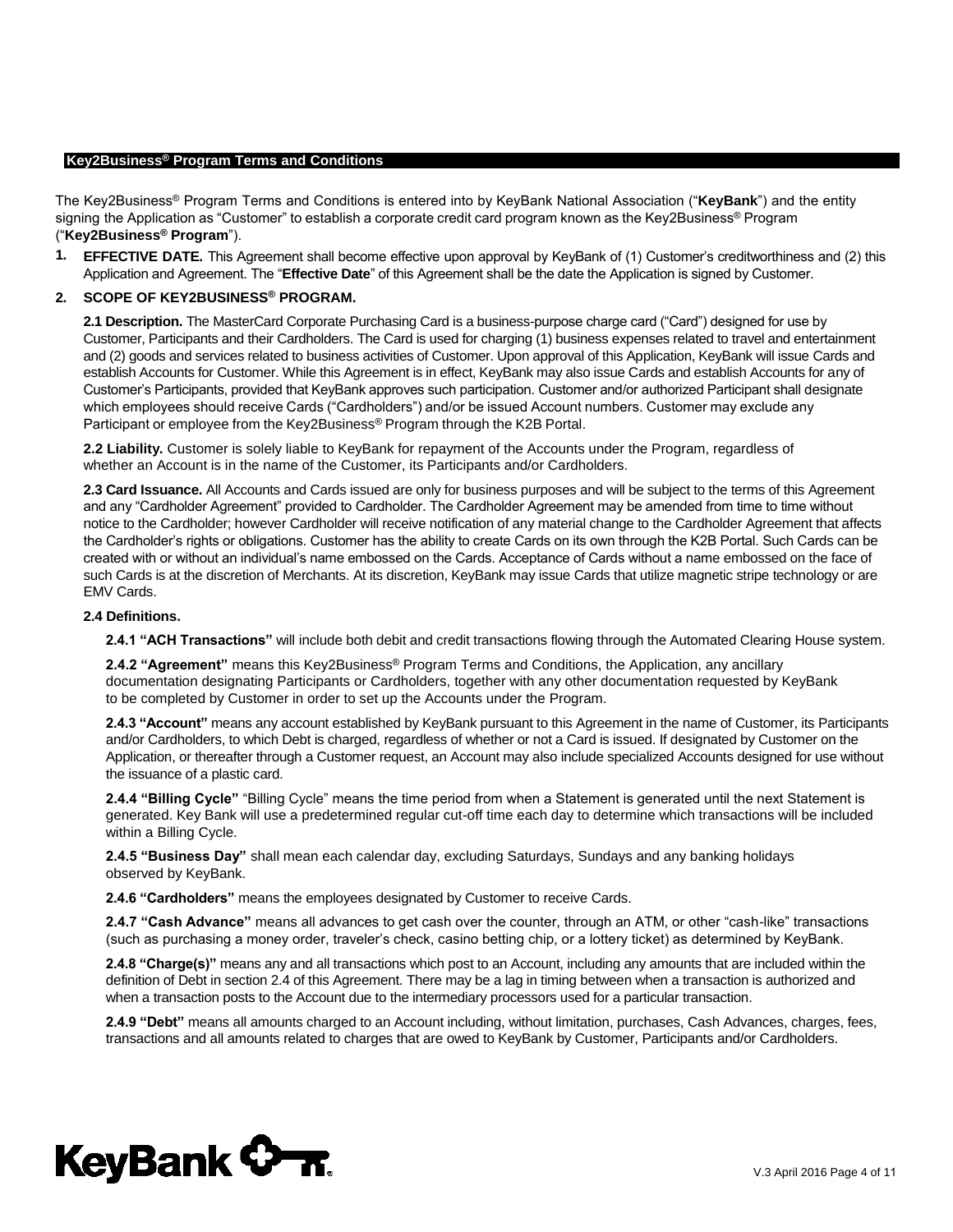## Key2Business® Program Terms and Conditions

The Key2Business® Program Terms and Conditions is entered into by KeyBank National Association ("**KeyBank**") and the entity signing the Application as "Customer" to establish a corporate credit card program known as the Key2Business® Program ("**Key2Business® Program**").

1. **EFFECTIVE DATE.** This Agreement shall become effective upon approval by KeyBank of (1) Customer's creditworthiness and (2) this Application and Agreement. The "**Effective Date**" of this Agreement shall be the date the Application is signed by Customer.

2. **SCOPE OF KEY2BUSINESS® PROGRAM.**

**2.1 Description.** The MasterCard Corporate Purchasing Card is a business-purpose charge card ("Card") designed for use by Customer, Participants and their Cardholders. The Card is used for charging (1) business expenses related to travel and entertainment and (2) goods and services related to business activities of Customer. Upon approval of this Application, KeyBank will issue Cards and establish Accounts for Customer. While this Agreement is in effect, KeyBank may also issue Cards and establish Accounts for any of Customer's Participants, provided that KeyBank approves such participation. Customer and/or authorized Participant shall designate which employees should receive Cards ("Cardholders") and/or be issued Account numbers. Customer may exclude any Participant or employee from the Key2Business® Program through the K2B Portal.

**2.2 Liability.** Customer is solely liable to KeyBank for repayment of the Accounts under the Program, regardless of whether an Account is in the name of the Customer, its Participants and/or Cardholders.

**2.3 Card Issuance.** All Accounts and Cards issued are only for business purposes and will be subject to the terms of this Agreement and any "Cardholder Agreement" provided to Cardholder. The Cardholder Agreement may be amended from time to time without notice to the Cardholder; however Cardholder will receive notification of any material change to the Cardholder Agreement that affects the Cardholder's rights or obligations. Customer has the ability to create Cards on its own through the K2B Portal. Such Cards can be created with or without an individual's name embossed on the Cards. Acceptance of Cards without a name embossed on the face of such Cards is at the discretion of Merchants. At its discretion, KeyBank may issue Cards that utilize magnetic stripe technology or are EMV Cards.

**2.4 Definitions.**

**2.4.1 "ACH Transactions"** will include both debit and credit transactions flowing through the Automated Clearing House system.

**2.4.2 "Agreement"** means this Key2Business® Program Terms and Conditions, the Application, any ancillary documentation designating Participants or Cardholders, together with any other documentation requested by KeyBank to be completed by Customer in order to set up the Accounts under the Program.

**2.4.3 "Account"** means any account established by KeyBank pursuant to this Agreement in the name of Customer, its Participants and/or Cardholders, to which Debt is charged, regardless of whether or not a Card is issued. If designated by Customer on the Application, or thereafter through a Customer request, an Account may also include specialized Accounts designed for use without the issuance of a plastic card.

**2.4.4 "Billing Cycle"** "Billing Cycle" means the time period from when a Statement is generated until the next Statement is generated. Key Bank will use a predetermined regular cut-off time each day to determine which transactions will be included within a Billing Cycle.

**2.4.5 "Business Day"** shall mean each calendar day, excluding Saturdays, Sundays and any banking holidays observed by KeyBank.

**2.4.6 "Cardholders"** means the employees designated by Customer to receive Cards.

**2.4.7 "Cash Advance"** means all advances to get cash over the counter, through an ATM, or other "cash-like" transactions (such as purchasing a money order, traveler's check, casino betting chip, or a lottery ticket) as determined by KeyBank.

**2.4.8 "Charge(s)"** means any and all transactions which post to an Account, including any amounts that are included within the definition of Debt in section 2.4 of this Agreement. There may be a lag in timing between when a transaction is authorized and when a transaction posts to the Account due to the intermediary processors used for a particular transaction.

**2.4.9 "Debt"** means all amounts charged to an Account including, without limitation, purchases, Cash Advances, charges, fees, transactions and all amounts related to charges that are owed to KeyBank by Customer, Participants and/or Cardholders.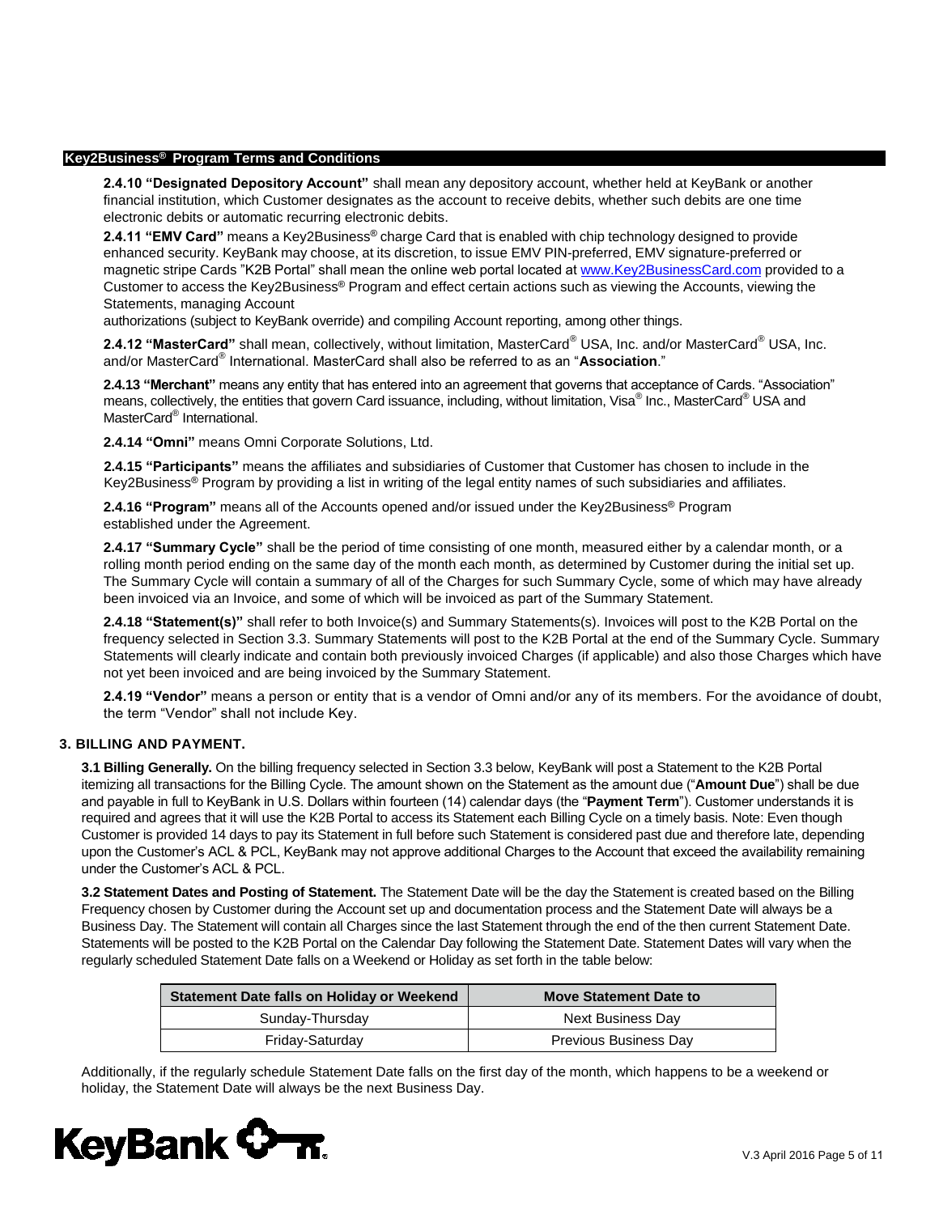**2.4.10 "Designated Depository Account"** shall mean any depository account, whether held at KeyBank or another financial institution, which Customer designates as the account to receive debits, whether such debits are one time electronic debits or automatic recurring electronic debits.

**2.4.11 "EMV Card"** means a Key2Business® charge Card that is enabled with chip technology designed to provide enhanced security. KeyBank may choose, at its discretion, to issue EMV PIN-preferred, EMV signature-preferred or magnetic stripe Cards "K2B Portal" shall mean the online web portal located at www.Key2BusinessCard.com provided to a Customer to access the Key2Business® Program and effect certain actions such as viewing the Accounts, viewing the Statements, managing Account authorizations (subject to KeyBank override) and compiling Account reporting, among other things.

**2.4.12 "MasterCard"** shall mean, collectively, without limitation, MasterCard® USA, Inc. and/or MasterCard® USA, Inc. and/or MasterCard® International. MasterCard shall also be referred to as an "**Association**."

**2.4.13 "Merchant"** means any entity that has entered into an agreement that governs that acceptance of Cards. "Association" means, collectively, the entities that govern Card issuance, including, without limitation, Visa® Inc., MasterCard® USA and MasterCard® International.

**2.4.14 "Omni"** means Omni Corporate Solutions, Ltd.

**2.4.15 "Participants"** means the affiliates and subsidiaries of Customer that Customer has chosen to include in the Key2Business® Program by providing a list in writing of the legal entity names of such subsidiaries and affiliates.

**2.4.16 "Program"** means all of the Accounts opened and/or issued under the Key2Business® Program established under the Agreement.

**2.4.17 "Summary Cycle"** shall be the period of time consisting of one month, measured either by a calendar month, or a rolling month period ending on the same day of the month each month, as determined by Customer during the initial set up. The Summary Cycle will contain a summary of all of the Charges for such Summary Cycle, some of which may have already been invoiced via an Invoice, and some of which will be invoiced as part of the Summary Statement.

**2.4.18 "Statement(s)"** shall refer to both Invoice(s) and Summary Statements(s). Invoices will post to the K2B Portal on the frequency selected in Section 3.3. Summary Statements will post to the K2B Portal at the end of the Summary Cycle. Summary Statements will clearly indicate and contain both previously invoiced Charges (if applicable) and also those Charges which have not yet been invoiced and are being invoiced by the Summary Statement.

**2.4.19 "Vendor"** means a person or entity that is a vendor of Omni and/or any of its members. For the avoidance of doubt, the term "Vendor" shall not include Key.

## 3. BILLING AND PAYMENT.

**3.1 Billing Generally.** On the billing frequency selected in Section 3.3 below, KeyBank will post a Statement to the K2B Portal itemizing all transactions for the Billing Cycle. The amount shown on the Statement as the amount due ("**Amount Due**") shall be due and payable in full to KeyBank in U.S. Dollars within fourteen (14) calendar days (the "**Payment Term**"). Customer understands it is required and agrees that it will use the K2B Portal to access its Statement each Billing Cycle on a timely basis. Note: Even though Customer is provided 14 days to pay its Statement in full before such Statement is considered past due and therefore late, depending upon the Customer's ACL & PCL, KeyBank may not approve additional Charges to the Account that exceed the availability remaining under the Customer's ACL & PCL.

**3.2 Statement Dates and Posting of Statement.** The Statement Date will be the day the Statement is created based on the Billing Frequency chosen by Customer during the Account set up and documentation process and the Statement Date will always be a Business Day. The Statement will contain all Charges since the last Statement through the end of the then current Statement Date. Statements will be posted to the K2B Portal on the Calendar Day following the Statement Date. Statement Dates will vary when the regularly scheduled Statement Date falls on a Weekend or Holiday as set forth in the table below:

| Statement Date falls on Holiday or Weekend | Move Statement Date to |
|---|---|
| Sunday-Thursday | Next Business Day |
| Friday-Saturday | Previous Business Day |

Additionally, if the regularly schedule Statement Date falls on the first day of the month, which happens to be a weekend or holiday, the Statement Date will always be the next Business Day.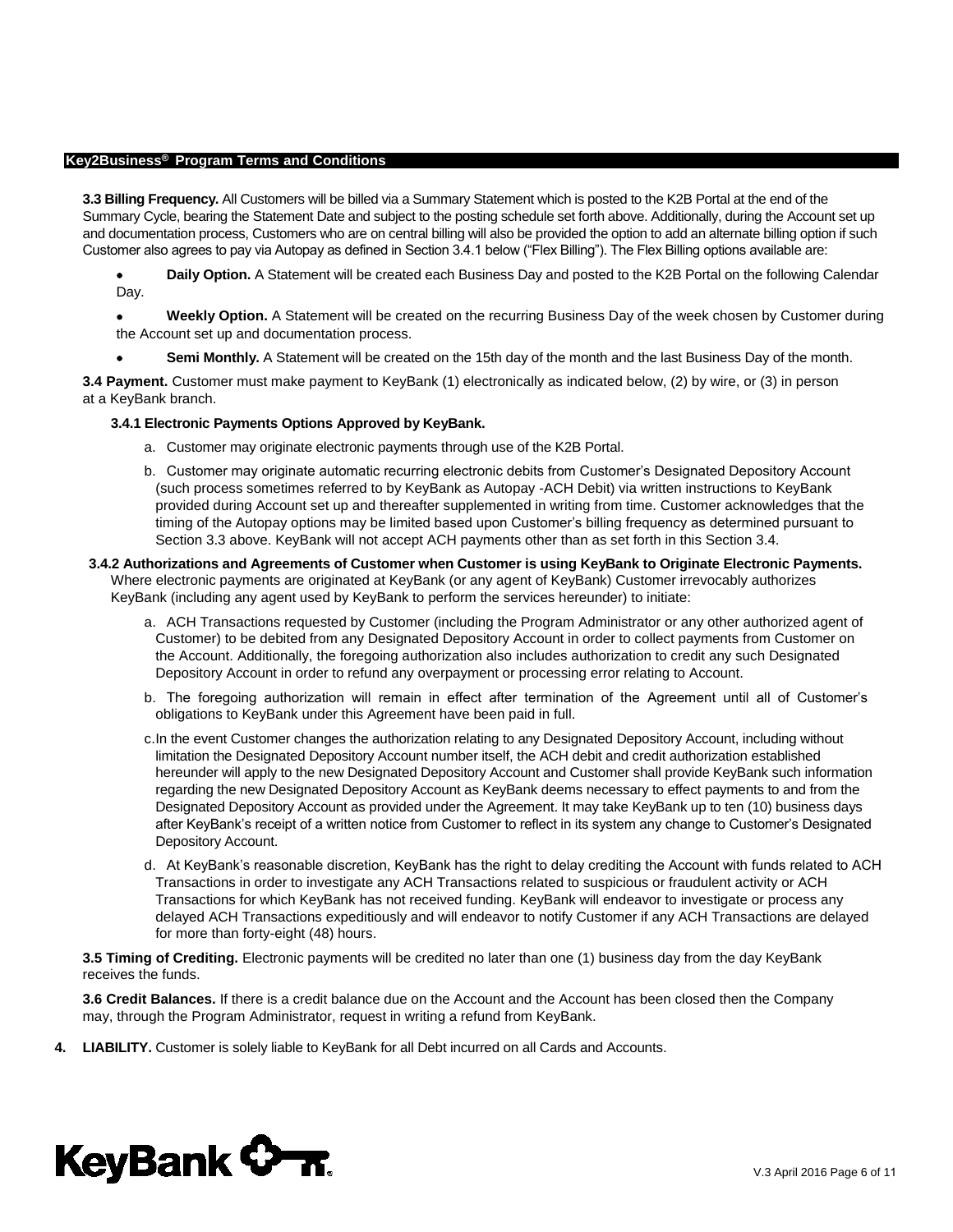**3.3 Billing Frequency.** All Customers will be billed via a Summary Statement which is posted to the K2B Portal at the end of the Summary Cycle, bearing the Statement Date and subject to the posting schedule set forth above. Additionally, during the Account set up and documentation process, Customers who are on central billing will also be provided the option to add an alternate billing option if such Customer also agrees to pay via Autopay as defined in Section 3.4.1 below ("Flex Billing"). The Flex Billing options available are:

- **Daily Option.** A Statement will be created each Business Day and posted to the K2B Portal on the following Calendar Day.
- **Weekly Option.** A Statement will be created on the recurring Business Day of the week chosen by Customer during the Account set up and documentation process.
- **Semi Monthly.** A Statement will be created on the 15th day of the month and the last Business Day of the month.

**3.4 Payment.** Customer must make payment to KeyBank (1) electronically as indicated below, (2) by wire, or (3) in person at a KeyBank branch.

**3.4.1 Electronic Payments Options Approved by KeyBank.**

a. Customer may originate electronic payments through use of the K2B Portal.

b. Customer may originate automatic recurring electronic debits from Customer's Designated Depository Account (such process sometimes referred to by KeyBank as Autopay -ACH Debit) via written instructions to KeyBank provided during Account set up and thereafter supplemented in writing from time. Customer acknowledges that the timing of the Autopay options may be limited based upon Customer's billing frequency as determined pursuant to Section 3.3 above. KeyBank will not accept ACH payments other than as set forth in this Section 3.4.

**3.4.2 Authorizations and Agreements of Customer when Customer is using KeyBank to Originate Electronic Payments.** Where electronic payments are originated at KeyBank (or any agent of KeyBank) Customer irrevocably authorizes KeyBank (including any agent used by KeyBank to perform the services hereunder) to initiate:

a. ACH Transactions requested by Customer (including the Program Administrator or any other authorized agent of Customer) to be debited from any Designated Depository Account in order to collect payments from Customer on the Account. Additionally, the foregoing authorization also includes authorization to credit any such Designated Depository Account in order to refund any overpayment or processing error relating to Account.

b. The foregoing authorization will remain in effect after termination of the Agreement until all of Customer's obligations to KeyBank under this Agreement have been paid in full.

c. In the event Customer changes the authorization relating to any Designated Depository Account, including without limitation the Designated Depository Account number itself, the ACH debit and credit authorization established hereunder will apply to the new Designated Depository Account and Customer shall provide KeyBank such information regarding the new Designated Depository Account as KeyBank deems necessary to effect payments to and from the Designated Depository Account as provided under the Agreement. It may take KeyBank up to ten (10) business days after KeyBank's receipt of a written notice from Customer to reflect in its system any change to Customer's Designated Depository Account.

d. At KeyBank's reasonable discretion, KeyBank has the right to delay crediting the Account with funds related to ACH Transactions in order to investigate any ACH Transactions related to suspicious or fraudulent activity or ACH Transactions for which KeyBank has not received funding. KeyBank will endeavor to investigate or process any delayed ACH Transactions expeditiously and will endeavor to notify Customer if any ACH Transactions are delayed for more than forty-eight (48) hours.

**3.5 Timing of Crediting.** Electronic payments will be credited no later than one (1) business day from the day KeyBank receives the funds.

**3.6 Credit Balances.** If there is a credit balance due on the Account and the Account has been closed then the Company may, through the Program Administrator, request in writing a refund from KeyBank.

4. **LIABILITY.** Customer is solely liable to KeyBank for all Debt incurred on all Cards and Accounts.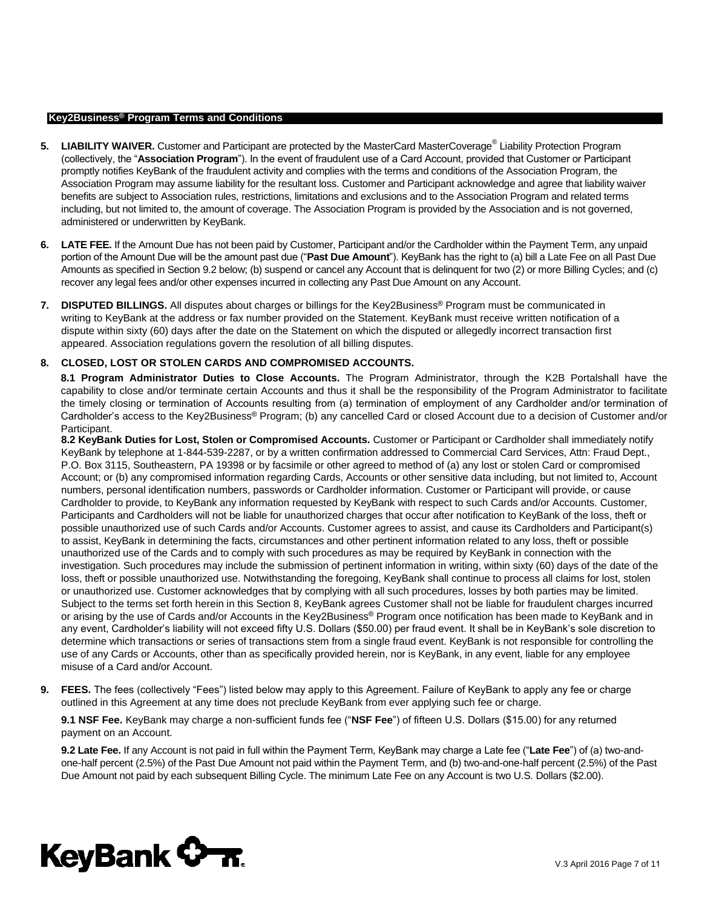**Key2Business® Program Terms and Conditions**

5. **LIABILITY WAIVER.** Customer and Participant are protected by the MasterCard MasterCoverage® Liability Protection Program (collectively, the "**Association Program**"). In the event of fraudulent use of a Card Account, provided that Customer or Participant promptly notifies KeyBank of the fraudulent activity and complies with the terms and conditions of the Association Program, the Association Program may assume liability for the resultant loss. Customer and Participant acknowledge and agree that liability waiver benefits are subject to Association rules, restrictions, limitations and exclusions and to the Association Program and related terms including, but not limited to, the amount of coverage. The Association Program is provided by the Association and is not governed, administered or underwritten by KeyBank.

6. **LATE FEE.** If the Amount Due has not been paid by Customer, Participant and/or the Cardholder within the Payment Term, any unpaid portion of the Amount Due will be the amount past due ("**Past Due Amount**"). KeyBank has the right to (a) bill a Late Fee on all Past Due Amounts as specified in Section 9.2 below; (b) suspend or cancel any Account that is delinquent for two (2) or more Billing Cycles; and (c) recover any legal fees and/or other expenses incurred in collecting any Past Due Amount on any Account.

7. **DISPUTED BILLINGS.** All disputes about charges or billings for the Key2Business® Program must be communicated in writing to KeyBank at the address or fax number provided on the Statement. KeyBank must receive written notification of a dispute within sixty (60) days after the date on the Statement on which the disputed or allegedly incorrect transaction first appeared. Association regulations govern the resolution of all billing disputes.

8. **CLOSED, LOST OR STOLEN CARDS AND COMPROMISED ACCOUNTS.**

**8.1 Program Administrator Duties to Close Accounts.** The Program Administrator, through the K2B Portalshall have the capability to close and/or terminate certain Accounts and thus it shall be the responsibility of the Program Administrator to facilitate the timely closing or termination of Accounts resulting from (a) termination of employment of any Cardholder and/or termination of Cardholder's access to the Key2Business® Program; (b) any cancelled Card or closed Account due to a decision of Customer and/or Participant.

**8.2 KeyBank Duties for Lost, Stolen or Compromised Accounts.** Customer or Participant or Cardholder shall immediately notify KeyBank by telephone at 1-844-539-2287, or by a written confirmation addressed to Commercial Card Services, Attn: Fraud Dept., P.O. Box 3115, Southeastern, PA 19398 or by facsimile or other agreed to method of (a) any lost or stolen Card or compromised Account; or (b) any compromised information regarding Cards, Accounts or other sensitive data including, but not limited to, Account numbers, personal identification numbers, passwords or Cardholder information. Customer or Participant will provide, or cause Cardholder to provide, to KeyBank any information requested by KeyBank with respect to such Cards and/or Accounts. Customer, Participants and Cardholders will not be liable for unauthorized charges that occur after notification to KeyBank of the loss, theft or possible unauthorized use of such Cards and/or Accounts. Customer agrees to assist, and cause its Cardholders and Participant(s) to assist, KeyBank in determining the facts, circumstances and other pertinent information related to any loss, theft or possible unauthorized use of the Cards and to comply with such procedures as may be required by KeyBank in connection with the investigation. Such procedures may include the submission of pertinent information in writing, within sixty (60) days of the date of the loss, theft or possible unauthorized use. Notwithstanding the foregoing, KeyBank shall continue to process all claims for lost, stolen or unauthorized use. Customer acknowledges that by complying with all such procedures, losses by both parties may be limited. Subject to the terms set forth herein in this Section 8, KeyBank agrees Customer shall not be liable for fraudulent charges incurred or arising by the use of Cards and/or Accounts in the Key2Business® Program once notification has been made to KeyBank and in any event, Cardholder's liability will not exceed fifty U.S. Dollars ($50.00) per fraud event. It shall be in KeyBank's sole discretion to determine which transactions or series of transactions stem from a single fraud event. KeyBank is not responsible for controlling the use of any Cards or Accounts, other than as specifically provided herein, nor is KeyBank, in any event, liable for any employee misuse of a Card and/or Account.

9. **FEES.** The fees (collectively "Fees") listed below may apply to this Agreement. Failure of KeyBank to apply any fee or charge outlined in this Agreement at any time does not preclude KeyBank from ever applying such fee or charge.

**9.1 NSF Fee.** KeyBank may charge a non-sufficient funds fee ("**NSF Fee**") of fifteen U.S. Dollars ($15.00) for any returned payment on an Account.

**9.2 Late Fee.** If any Account is not paid in full within the Payment Term, KeyBank may charge a Late fee ("**Late Fee**") of (a) two-and-one-half percent (2.5%) of the Past Due Amount not paid within the Payment Term, and (b) two-and-one-half percent (2.5%) of the Past Due Amount not paid by each subsequent Billing Cycle. The minimum Late Fee on any Account is two U.S. Dollars ($2.00).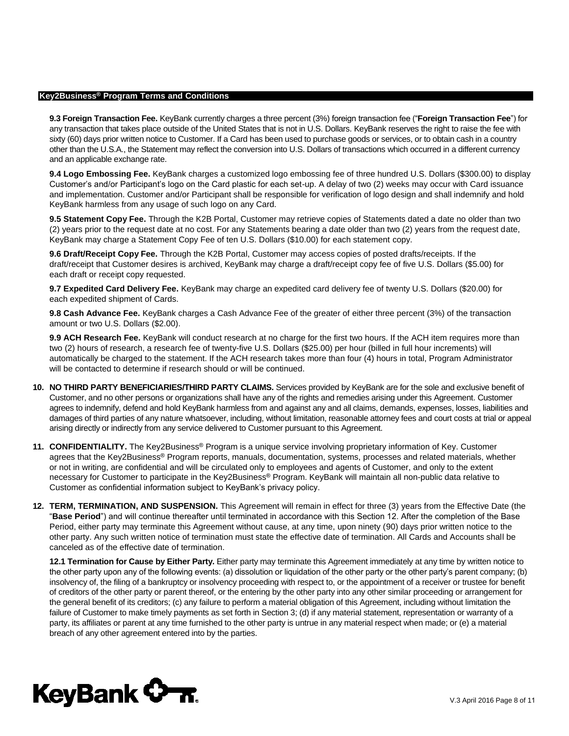**Key2Business® Program Terms and Conditions**

**9.3 Foreign Transaction Fee.** KeyBank currently charges a three percent (3%) foreign transaction fee ("**Foreign Transaction Fee**") for any transaction that takes place outside of the United States that is not in U.S. Dollars. KeyBank reserves the right to raise the fee with sixty (60) days prior written notice to Customer. If a Card has been used to purchase goods or services, or to obtain cash in a country other than the U.S.A., the Statement may reflect the conversion into U.S. Dollars of transactions which occurred in a different currency and an applicable exchange rate.

**9.4 Logo Embossing Fee.** KeyBank charges a customized logo embossing fee of three hundred U.S. Dollars ($300.00) to display Customer's and/or Participant's logo on the Card plastic for each set-up. A delay of two (2) weeks may occur with Card issuance and implementation. Customer and/or Participant shall be responsible for verification of logo design and shall indemnify and hold KeyBank harmless from any usage of such logo on any Card.

**9.5 Statement Copy Fee.** Through the K2B Portal, Customer may retrieve copies of Statements dated a date no older than two (2) years prior to the request date at no cost. For any Statements bearing a date older than two (2) years from the request date, KeyBank may charge a Statement Copy Fee of ten U.S. Dollars ($10.00) for each statement copy.

**9.6 Draft/Receipt Copy Fee.** Through the K2B Portal, Customer may access copies of posted drafts/receipts. If the draft/receipt that Customer desires is archived, KeyBank may charge a draft/receipt copy fee of five U.S. Dollars ($5.00) for each draft or receipt copy requested.

**9.7 Expedited Card Delivery Fee.** KeyBank may charge an expedited card delivery fee of twenty U.S. Dollars ($20.00) for each expedited shipment of Cards.

**9.8 Cash Advance Fee.** KeyBank charges a Cash Advance Fee of the greater of either three percent (3%) of the transaction amount or two U.S. Dollars ($2.00).

**9.9 ACH Research Fee.** KeyBank will conduct research at no charge for the first two hours. If the ACH item requires more than two (2) hours of research, a research fee of twenty-five U.S. Dollars ($25.00) per hour (billed in full hour increments) will automatically be charged to the statement. If the ACH research takes more than four (4) hours in total, Program Administrator will be contacted to determine if research should or will be continued.

**10. NO THIRD PARTY BENEFICIARIES/THIRD PARTY CLAIMS.** Services provided by KeyBank are for the sole and exclusive benefit of Customer, and no other persons or organizations shall have any of the rights and remedies arising under this Agreement. Customer agrees to indemnify, defend and hold KeyBank harmless from and against any and all claims, demands, expenses, losses, liabilities and damages of third parties of any nature whatsoever, including, without limitation, reasonable attorney fees and court costs at trial or appeal arising directly or indirectly from any service delivered to Customer pursuant to this Agreement.

**11. CONFIDENTIALITY.** The Key2Business® Program is a unique service involving proprietary information of Key. Customer agrees that the Key2Business® Program reports, manuals, documentation, systems, processes and related materials, whether or not in writing, are confidential and will be circulated only to employees and agents of Customer, and only to the extent necessary for Customer to participate in the Key2Business® Program. KeyBank will maintain all non-public data relative to Customer as confidential information subject to KeyBank's privacy policy.

**12. TERM, TERMINATION, AND SUSPENSION.** This Agreement will remain in effect for three (3) years from the Effective Date (the "**Base Period**") and will continue thereafter until terminated in accordance with this Section 12. After the completion of the Base Period, either party may terminate this Agreement without cause, at any time, upon ninety (90) days prior written notice to the other party. Any such written notice of termination must state the effective date of termination. All Cards and Accounts shall be canceled as of the effective date of termination.

**12.1 Termination for Cause by Either Party.** Either party may terminate this Agreement immediately at any time by written notice to the other party upon any of the following events: (a) dissolution or liquidation of the other party or the other party's parent company; (b) insolvency of, the filing of a bankruptcy or insolvency proceeding with respect to, or the appointment of a receiver or trustee for benefit of creditors of the other party or parent thereof, or the entering by the other party into any other similar proceeding or arrangement for the general benefit of its creditors; (c) any failure to perform a material obligation of this Agreement, including without limitation the failure of Customer to make timely payments as set forth in Section 3; (d) if any material statement, representation or warranty of a party, its affiliates or parent at any time furnished to the other party is untrue in any material respect when made; or (e) a material breach of any other agreement entered into by the parties.

V.3 April 2016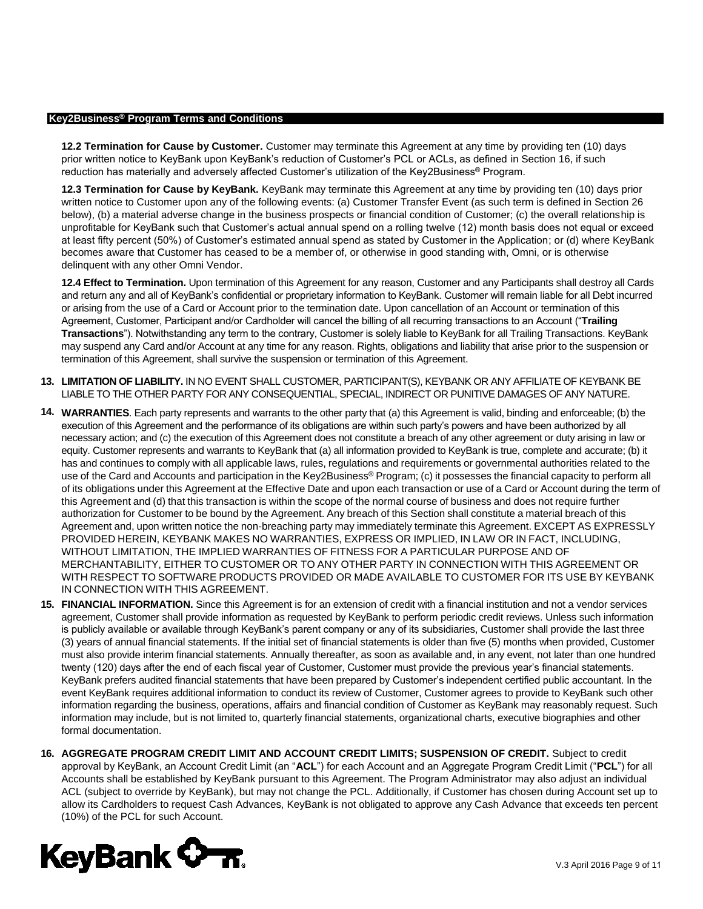**12.2 Termination for Cause by Customer.** Customer may terminate this Agreement at any time by providing ten (10) days prior written notice to KeyBank upon KeyBank's reduction of Customer's PCL or ACLs, as defined in Section 16, if such reduction has materially and adversely affected Customer's utilization of the Key2Business® Program.

**12.3 Termination for Cause by KeyBank.** KeyBank may terminate this Agreement at any time by providing ten (10) days prior written notice to Customer upon any of the following events: (a) Customer Transfer Event (as such term is defined in Section 26 below), (b) a material adverse change in the business prospects or financial condition of Customer; (c) the overall relationship is unprofitable for KeyBank such that Customer's actual annual spend on a rolling twelve (12) month basis does not equal or exceed at least fifty percent (50%) of Customer's estimated annual spend as stated by Customer in the Application; or (d) where KeyBank becomes aware that Customer has ceased to be a member of, or otherwise in good standing with, Omni, or is otherwise delinquent with any other Omni Vendor.

**12.4 Effect to Termination.** Upon termination of this Agreement for any reason, Customer and any Participants shall destroy all Cards and return any and all of KeyBank's confidential or proprietary information to KeyBank. Customer will remain liable for all Debt incurred or arising from the use of a Card or Account prior to the termination date. Upon cancellation of an Account or termination of this Agreement, Customer, Participant and/or Cardholder will cancel the billing of all recurring transactions to an Account ("**Trailing Transactions**"). Notwithstanding any term to the contrary, Customer is solely liable to KeyBank for all Trailing Transactions. KeyBank may suspend any Card and/or Account at any time for any reason. Rights, obligations and liability that arise prior to the suspension or termination of this Agreement, shall survive the suspension or termination of this Agreement.

13. **LIMITATION OF LIABILITY.** IN NO EVENT SHALL CUSTOMER, PARTICIPANT(S), KEYBANK OR ANY AFFILIATE OF KEYBANK BE LIABLE TO THE OTHER PARTY FOR ANY CONSEQUENTIAL, SPECIAL, INDIRECT OR PUNITIVE DAMAGES OF ANY NATURE.

14. **WARRANTIES**. Each party represents and warrants to the other party that (a) this Agreement is valid, binding and enforceable; (b) the execution of this Agreement and the performance of its obligations are within such party's powers and have been authorized by all necessary action; and (c) the execution of this Agreement does not constitute a breach of any other agreement or duty arising in law or equity. Customer represents and warrants to KeyBank that (a) all information provided to KeyBank is true, complete and accurate; (b) it has and continues to comply with all applicable laws, rules, regulations and requirements or governmental authorities related to the use of the Card and Accounts and participation in the Key2Business® Program; (c) it possesses the financial capacity to perform all of its obligations under this Agreement at the Effective Date and upon each transaction or use of a Card or Account during the term of this Agreement and (d) that this transaction is within the scope of the normal course of business and does not require further authorization for Customer to be bound by the Agreement. Any breach of this Section shall constitute a material breach of this Agreement and, upon written notice the non-breaching party may immediately terminate this Agreement. EXCEPT AS EXPRESSLY PROVIDED HEREIN, KEYBANK MAKES NO WARRANTIES, EXPRESS OR IMPLIED, IN LAW OR IN FACT, INCLUDING, WITHOUT LIMITATION, THE IMPLIED WARRANTIES OF FITNESS FOR A PARTICULAR PURPOSE AND OF MERCHANTABILITY, EITHER TO CUSTOMER OR TO ANY OTHER PARTY IN CONNECTION WITH THIS AGREEMENT OR WITH RESPECT TO SOFTWARE PRODUCTS PROVIDED OR MADE AVAILABLE TO CUSTOMER FOR ITS USE BY KEYBANK IN CONNECTION WITH THIS AGREEMENT.

15. **FINANCIAL INFORMATION.** Since this Agreement is for an extension of credit with a financial institution and not a vendor services agreement, Customer shall provide information as requested by KeyBank to perform periodic credit reviews. Unless such information is publicly available or available through KeyBank's parent company or any of its subsidiaries, Customer shall provide the last three (3) years of annual financial statements. If the initial set of financial statements is older than five (5) months when provided, Customer must also provide interim financial statements. Annually thereafter, as soon as available and, in any event, not later than one hundred twenty (120) days after the end of each fiscal year of Customer, Customer must provide the previous year's financial statements. KeyBank prefers audited financial statements that have been prepared by Customer's independent certified public accountant. In the event KeyBank requires additional information to conduct its review of Customer, Customer agrees to provide to KeyBank such other information regarding the business, operations, affairs and financial condition of Customer as KeyBank may reasonably request. Such information may include, but is not limited to, quarterly financial statements, organizational charts, executive biographies and other formal documentation.

16. **AGGREGATE PROGRAM CREDIT LIMIT AND ACCOUNT CREDIT LIMITS; SUSPENSION OF CREDIT.** Subject to credit approval by KeyBank, an Account Credit Limit (an "**ACL**") for each Account and an Aggregate Program Credit Limit ("**PCL**") for all Accounts shall be established by KeyBank pursuant to this Agreement. The Program Administrator may also adjust an individual ACL (subject to override by KeyBank), but may not change the PCL. Additionally, if Customer has chosen during Account set up to allow its Cardholders to request Cash Advances, KeyBank is not obligated to approve any Cash Advance that exceeds ten percent (10%) of the PCL for such Account.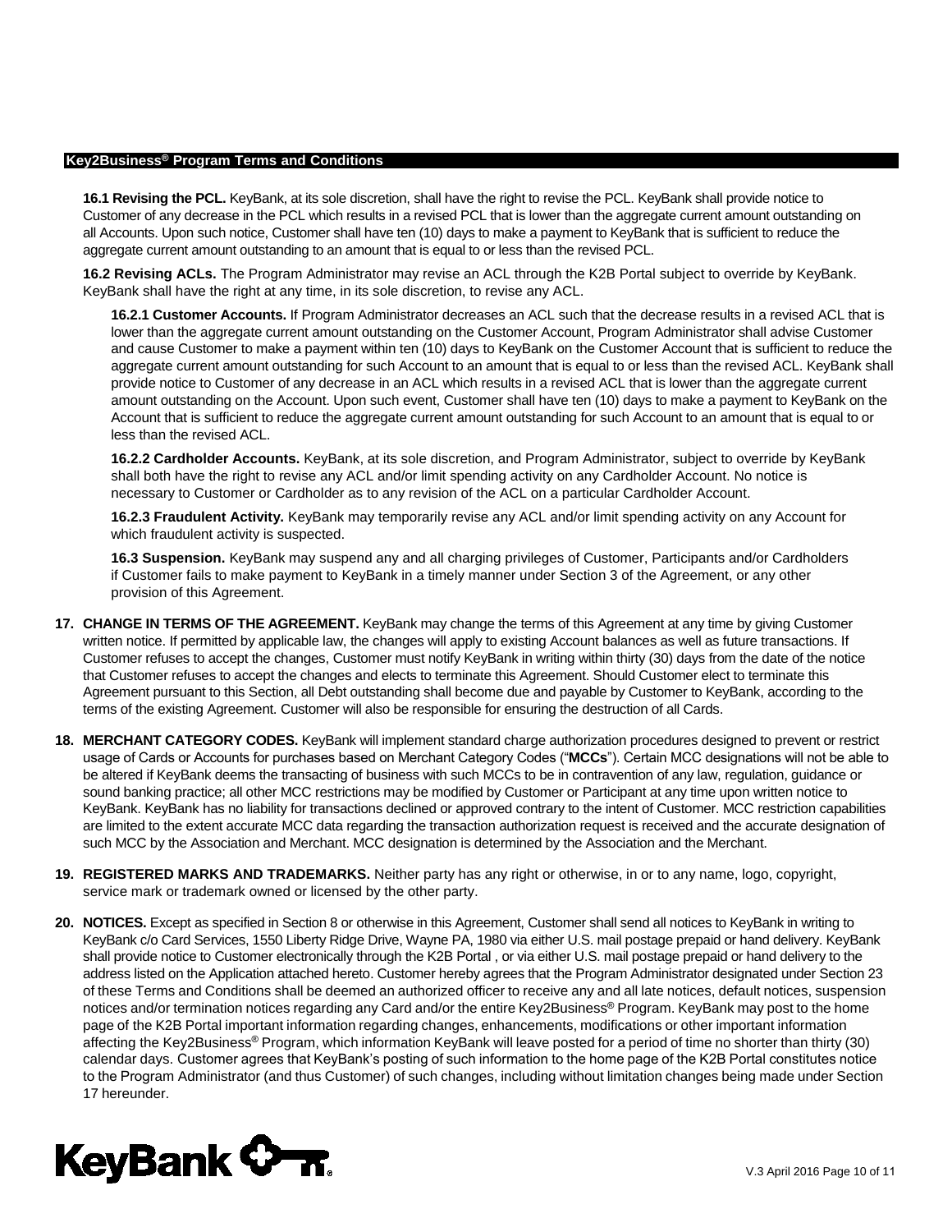**16.1 Revising the PCL.** KeyBank, at its sole discretion, shall have the right to revise the PCL. KeyBank shall provide notice to Customer of any decrease in the PCL which results in a revised PCL that is lower than the aggregate current amount outstanding on all Accounts. Upon such notice, Customer shall have ten (10) days to make a payment to KeyBank that is sufficient to reduce the aggregate current amount outstanding to an amount that is equal to or less than the revised PCL.

**16.2 Revising ACLs.** The Program Administrator may revise an ACL through the K2B Portal subject to override by KeyBank. KeyBank shall have the right at any time, in its sole discretion, to revise any ACL.

**16.2.1 Customer Accounts.** If Program Administrator decreases an ACL such that the decrease results in a revised ACL that is lower than the aggregate current amount outstanding on the Customer Account, Program Administrator shall advise Customer and cause Customer to make a payment within ten (10) days to KeyBank on the Customer Account that is sufficient to reduce the aggregate current amount outstanding for such Account to an amount that is equal to or less than the revised ACL. KeyBank shall provide notice to Customer of any decrease in an ACL which results in a revised ACL that is lower than the aggregate current amount outstanding on the Account. Upon such event, Customer shall have ten (10) days to make a payment to KeyBank on the Account that is sufficient to reduce the aggregate current amount outstanding for such Account to an amount that is equal to or less than the revised ACL.

**16.2.2 Cardholder Accounts.** KeyBank, at its sole discretion, and Program Administrator, subject to override by KeyBank shall both have the right to revise any ACL and/or limit spending activity on any Cardholder Account. No notice is necessary to Customer or Cardholder as to any revision of the ACL on a particular Cardholder Account.

**16.2.3 Fraudulent Activity.** KeyBank may temporarily revise any ACL and/or limit spending activity on any Account for which fraudulent activity is suspected.

**16.3 Suspension.** KeyBank may suspend any and all charging privileges of Customer, Participants and/or Cardholders if Customer fails to make payment to KeyBank in a timely manner under Section 3 of the Agreement, or any other provision of this Agreement.

17. **CHANGE IN TERMS OF THE AGREEMENT.** KeyBank may change the terms of this Agreement at any time by giving Customer written notice. If permitted by applicable law, the changes will apply to existing Account balances as well as future transactions. If Customer refuses to accept the changes, Customer must notify KeyBank in writing within thirty (30) days from the date of the notice that Customer refuses to accept the changes and elects to terminate this Agreement. Should Customer elect to terminate this Agreement pursuant to this Section, all Debt outstanding shall become due and payable by Customer to KeyBank, according to the terms of the existing Agreement. Customer will also be responsible for ensuring the destruction of all Cards.

18. **MERCHANT CATEGORY CODES.** KeyBank will implement standard charge authorization procedures designed to prevent or restrict usage of Cards or Accounts for purchases based on Merchant Category Codes ("**MCCs**"). Certain MCC designations will not be able to be altered if KeyBank deems the transacting of business with such MCCs to be in contravention of any law, regulation, guidance or sound banking practice; all other MCC restrictions may be modified by Customer or Participant at any time upon written notice to KeyBank. KeyBank has no liability for transactions declined or approved contrary to the intent of Customer. MCC restriction capabilities are limited to the extent accurate MCC data regarding the transaction authorization request is received and the accurate designation of such MCC by the Association and Merchant. MCC designation is determined by the Association and the Merchant.

19. **REGISTERED MARKS AND TRADEMARKS.** Neither party has any right or otherwise, in or to any name, logo, copyright, service mark or trademark owned or licensed by the other party.

20. **NOTICES.** Except as specified in Section 8 or otherwise in this Agreement, Customer shall send all notices to KeyBank in writing to KeyBank c/o Card Services, 1550 Liberty Ridge Drive, Wayne PA, 1980 via either U.S. mail postage prepaid or hand delivery. KeyBank shall provide notice to Customer electronically through the K2B Portal , or via either U.S. mail postage prepaid or hand delivery to the address listed on the Application attached hereto. Customer hereby agrees that the Program Administrator designated under Section 23 of these Terms and Conditions shall be deemed an authorized officer to receive any and all late notices, default notices, suspension notices and/or termination notices regarding any Card and/or the entire Key2Business® Program. KeyBank may post to the home page of the K2B Portal important information regarding changes, enhancements, modifications or other important information affecting the Key2Business® Program, which information KeyBank will leave posted for a period of time no shorter than thirty (30) calendar days. Customer agrees that KeyBank's posting of such information to the home page of the K2B Portal constitutes notice to the Program Administrator (and thus Customer) of such changes, including without limitation changes being made under Section 17 hereunder.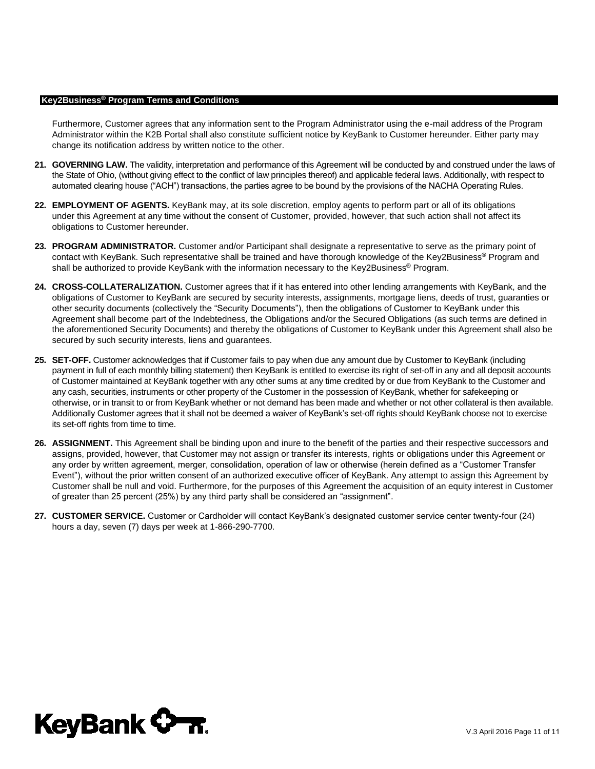Furthermore, Customer agrees that any information sent to the Program Administrator using the e-mail address of the Program Administrator within the K2B Portal shall also constitute sufficient notice by KeyBank to Customer hereunder. Either party may change its notification address by written notice to the other.

21. **GOVERNING LAW.** The validity, interpretation and performance of this Agreement will be conducted by and construed under the laws of the State of Ohio, (without giving effect to the conflict of law principles thereof) and applicable federal laws. Additionally, with respect to automated clearing house ("ACH") transactions, the parties agree to be bound by the provisions of the NACHA Operating Rules.

22. **EMPLOYMENT OF AGENTS.** KeyBank may, at its sole discretion, employ agents to perform part or all of its obligations under this Agreement at any time without the consent of Customer, provided, however, that such action shall not affect its obligations to Customer hereunder.

23. **PROGRAM ADMINISTRATOR.** Customer and/or Participant shall designate a representative to serve as the primary point of contact with KeyBank. Such representative shall be trained and have thorough knowledge of the Key2Business® Program and shall be authorized to provide KeyBank with the information necessary to the Key2Business® Program.

24. **CROSS-COLLATERALIZATION.** Customer agrees that if it has entered into other lending arrangements with KeyBank, and the obligations of Customer to KeyBank are secured by security interests, assignments, mortgage liens, deeds of trust, guaranties or other security documents (collectively the "Security Documents"), then the obligations of Customer to KeyBank under this Agreement shall become part of the Indebtedness, the Obligations and/or the Secured Obligations (as such terms are defined in the aforementioned Security Documents) and thereby the obligations of Customer to KeyBank under this Agreement shall also be secured by such security interests, liens and guarantees.

25. **SET-OFF.** Customer acknowledges that if Customer fails to pay when due any amount due by Customer to KeyBank (including payment in full of each monthly billing statement) then KeyBank is entitled to exercise its right of set-off in any and all deposit accounts of Customer maintained at KeyBank together with any other sums at any time credited by or due from KeyBank to the Customer and any cash, securities, instruments or other property of the Customer in the possession of KeyBank, whether for safekeeping or otherwise, or in transit to or from KeyBank whether or not demand has been made and whether or not other collateral is then available. Additionally Customer agrees that it shall not be deemed a waiver of KeyBank's set-off rights should KeyBank choose not to exercise its set-off rights from time to time.

26. **ASSIGNMENT.** This Agreement shall be binding upon and inure to the benefit of the parties and their respective successors and assigns, provided, however, that Customer may not assign or transfer its interests, rights or obligations under this Agreement or any order by written agreement, merger, consolidation, operation of law or otherwise (herein defined as a "Customer Transfer Event"), without the prior written consent of an authorized executive officer of KeyBank. Any attempt to assign this Agreement by Customer shall be null and void. Furthermore, for the purposes of this Agreement the acquisition of an equity interest in Customer of greater than 25 percent (25%) by any third party shall be considered an "assignment".

27. **CUSTOMER SERVICE.** Customer or Cardholder will contact KeyBank's designated customer service center twenty-four (24) hours a day, seven (7) days per week at 1-866-290-7700.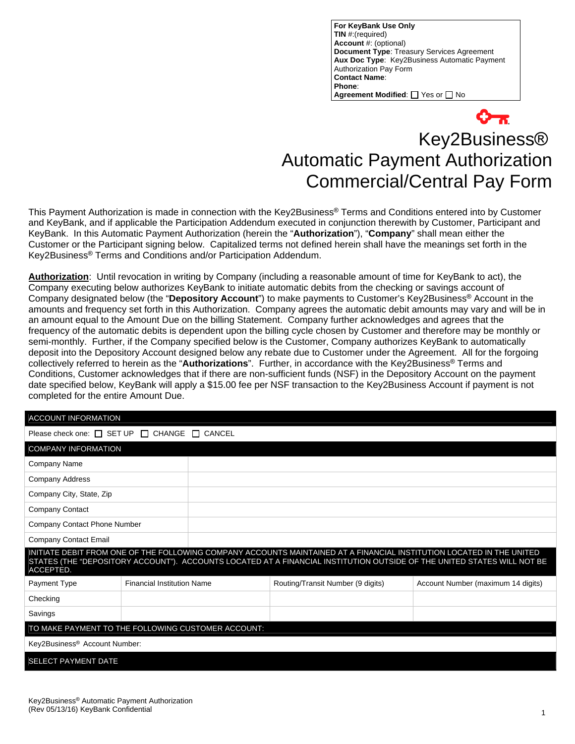**For KeyBank Use Only**
**TIN** #:(required)
**Account** #: (optional)
**Document Type**: Treasury Services Agreement
**Aux Doc Type**: Key2Business Automatic Payment Authorization Pay Form
**Contact Name**:
**Phone**:
**Agreement Modified**: ☐ Yes or ☐ No

# Key2Business® Automatic Payment Authorization Commercial/Central Pay Form

This Payment Authorization is made in connection with the Key2Business® Terms and Conditions entered into by Customer and KeyBank, and if applicable the Participation Addendum executed in conjunction therewith by Customer, Participant and KeyBank. In this Automatic Payment Authorization (herein the "**Authorization**"), "**Company**" shall mean either the Customer or the Participant signing below. Capitalized terms not defined herein shall have the meanings set forth in the Key2Business® Terms and Conditions and/or Participation Addendum.

**Authorization**: Until revocation in writing by Company (including a reasonable amount of time for KeyBank to act), the Company executing below authorizes KeyBank to initiate automatic debits from the checking or savings account of Company designated below (the "**Depository Account**") to make payments to Customer's Key2Business® Account in the amounts and frequency set forth in this Authorization. Company agrees the automatic debit amounts may vary and will be in an amount equal to the Amount Due on the billing Statement. Company further acknowledges and agrees that the frequency of the automatic debits is dependent upon the billing cycle chosen by Customer and therefore may be monthly or semi-monthly. Further, if the Company specified below is the Customer, Company authorizes KeyBank to automatically deposit into the Depository Account designed below any rebate due to Customer under the Agreement. All for the forgoing collectively referred to herein as the "**Authorizations**". Further, in accordance with the Key2Business® Terms and Conditions, Customer acknowledges that if there are non-sufficient funds (NSF) in the Depository Account on the payment date specified below, KeyBank will apply a $15.00 fee per NSF transaction to the Key2Business Account if payment is not completed for the entire Amount Due.

| ACCOUNT INFORMATION | |
|---|---|
| Please check one: ☐ SET UP ☐ CHANGE ☐ CANCEL | |
| **COMPANY INFORMATION** | |
| Company Name | |
| Company Address | |
| Company City, State, Zip | |
| Company Contact | |
| Company Contact Phone Number | |
| Company Contact Email | |

INITIATE DEBIT FROM ONE OF THE FOLLOWING COMPANY ACCOUNTS MAINTAINED AT A FINANCIAL INSTITUTION LOCATED IN THE UNITED STATES (THE "DEPOSITORY ACCOUNT"). ACCOUNTS LOCATED AT A FINANCIAL INSTITUTION OUTSIDE OF THE UNITED STATES WILL NOT BE ACCEPTED.

| Payment Type | Financial Institution Name | Routing/Transit Number (9 digits) | Account Number (maximum 14 digits) |
|---|---|---|---|
| Checking | | | |
| Savings | | | |

| TO MAKE PAYMENT TO THE FOLLOWING CUSTOMER ACCOUNT: |
|---|
| Key2Business® Account Number: |

SELECT PAYMENT DATE

Key2Business® Automatic Payment Authorization
(Rev 05/13/16) KeyBank Confidential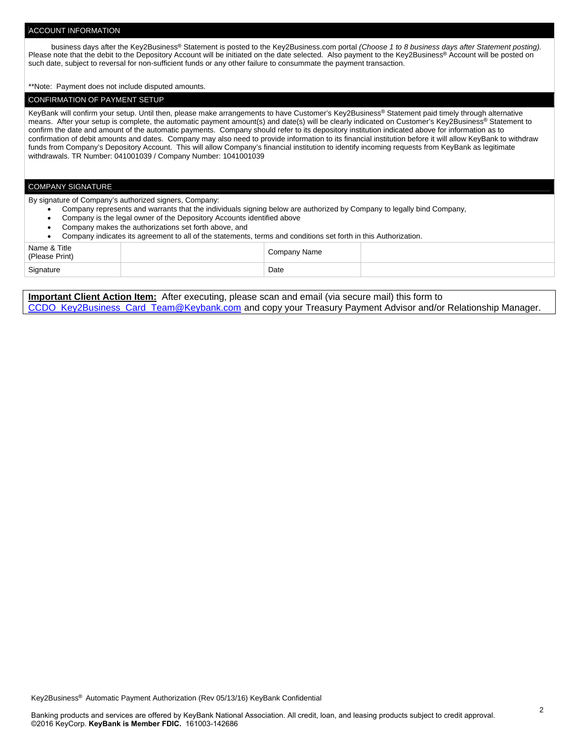## ACCOUNT INFORMATION

business days after the Key2Business® Statement is posted to the Key2Business.com portal *(Choose 1 to 8 business days after Statement posting).* Please note that the debit to the Depository Account will be initiated on the date selected. Also payment to the Key2Business® Account will be posted on such date, subject to reversal for non-sufficient funds or any other failure to consummate the payment transaction.

**Note: Payment does not include disputed amounts.

## CONFIRMATION OF PAYMENT SETUP

KeyBank will confirm your setup. Until then, please make arrangements to have Customer's Key2Business® Statement paid timely through alternative means. After your setup is complete, the automatic payment amount(s) and date(s) will be clearly indicated on Customer's Key2Business® Statement to confirm the date and amount of the automatic payments. Company should refer to its depository institution indicated above for information as to confirmation of debit amounts and dates. Company may also need to provide information to its financial institution before it will allow KeyBank to withdraw funds from Company's Depository Account. This will allow Company's financial institution to identify incoming requests from KeyBank as legitimate withdrawals. TR Number: 041001039 / Company Number: 1041001039

## COMPANY SIGNATURE

By signature of Company's authorized signers, Company:

- Company represents and warrants that the individuals signing below are authorized by Company to legally bind Company,
- Company is the legal owner of the Depository Accounts identified above
- Company makes the authorizations set forth above, and
- Company indicates its agreement to all of the statements, terms and conditions set forth in this Authorization.

| | | | |
|---|---|---|---|
| Name & Title (Please Print) | | Company Name | |
| Signature | | Date | |

**Important Client Action Item:** After executing, please scan and email (via secure mail) this form to CCDO_Key2Business_Card_Team@Keybank.com and copy your Treasury Payment Advisor and/or Relationship Manager.

Key2Business® Automatic Payment Authorization (Rev 05/13/16) KeyBank Confidential

Banking products and services are offered by KeyBank National Association. All credit, loan, and leasing products subject to credit approval. ©2016 KeyCorp. **KeyBank is Member FDIC.** 161003-142686